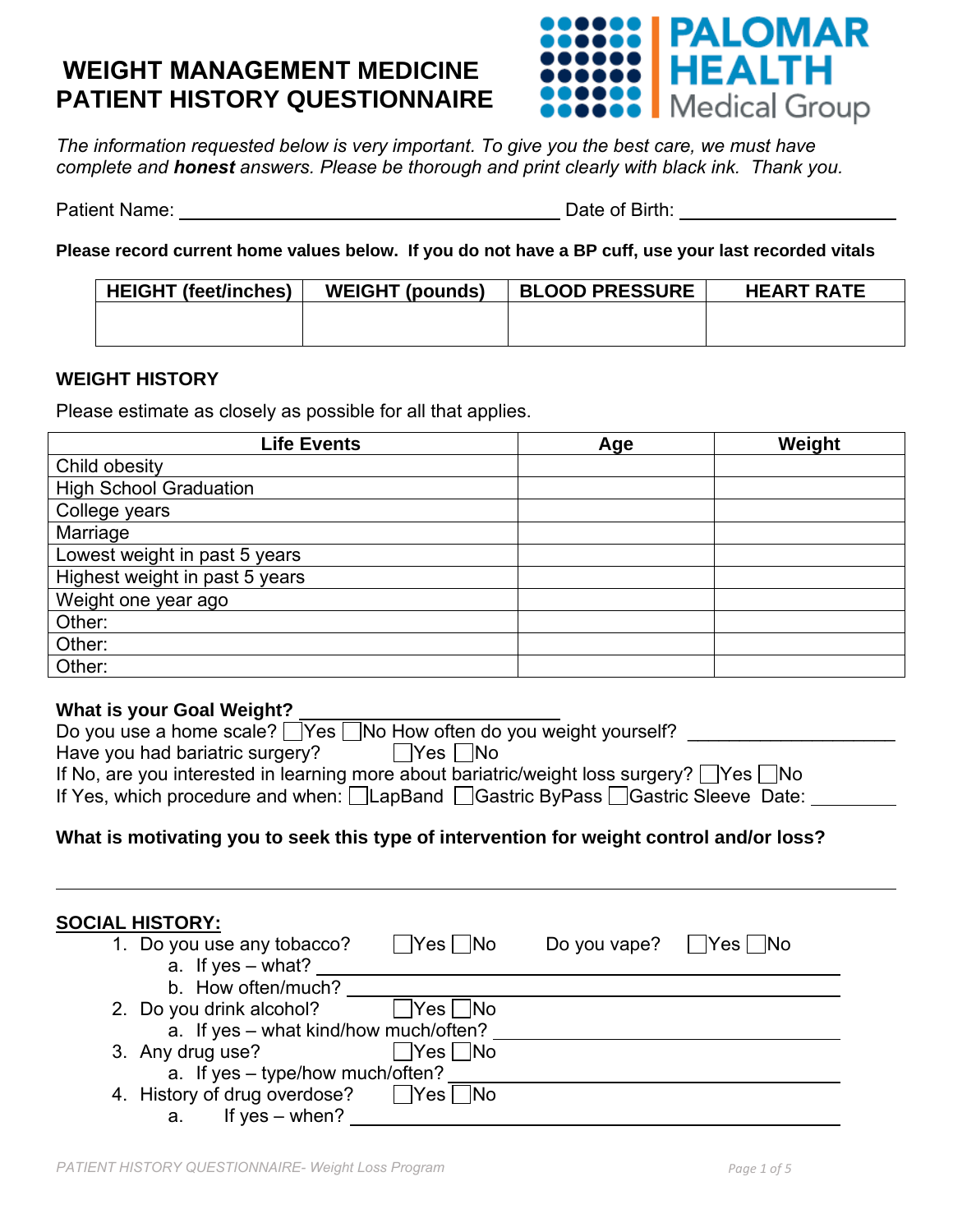# WEIGHT MANAGEMENT MEDICINE PATIENT HISTORY QUESTIONNAIRE

PALOMAR HEALTH Medical Group

*The information requested below is very important. To give you the best care, we must have complete and **honest** answers. Please be thorough and print clearly with black ink. Thank you.*

Patient Name: ______________________________ Date of Birth: ____________________

**Please record current home values below. If you do not have a BP cuff, use your last recorded vitals**

| HEIGHT (feet/inches) | WEIGHT (pounds) | BLOOD PRESSURE | HEART RATE |
|---|---|---|---|
| | | | |

## WEIGHT HISTORY

Please estimate as closely as possible for all that applies.

| Life Events | Age | Weight |
|---|---|---|
| Child obesity | | |
| High School Graduation | | |
| College years | | |
| Marriage | | |
| Lowest weight in past 5 years | | |
| Highest weight in past 5 years | | |
| Weight one year ago | | |
| Other: | | |
| Other: | | |
| Other: | | |

**What is your Goal Weight?** ____________________

Do you use a home scale? ☐Yes ☐No How often do you weight yourself? ____________________

Have you had bariatric surgery? ☐Yes ☐No

If No, are you interested in learning more about bariatric/weight loss surgery? ☐Yes ☐No

If Yes, which procedure and when: ☐LapBand ☐Gastric ByPass ☐Gastric Sleeve Date: ________

**What is motivating you to seek this type of intervention for weight control and/or loss?**

______________________________________________________________________

## SOCIAL HISTORY:

1. Do you use any tobacco? ☐Yes ☐No Do you vape? ☐Yes ☐No
   a. If yes – what? ____________________
   b. How often/much? ____________________
2. Do you drink alcohol? ☐Yes ☐No
   a. If yes – what kind/how much/often? ____________________
3. Any drug use? ☐Yes ☐No
   a. If yes – type/how much/often? ____________________
4. History of drug overdose? ☐Yes ☐No
   a. If yes – when? ____________________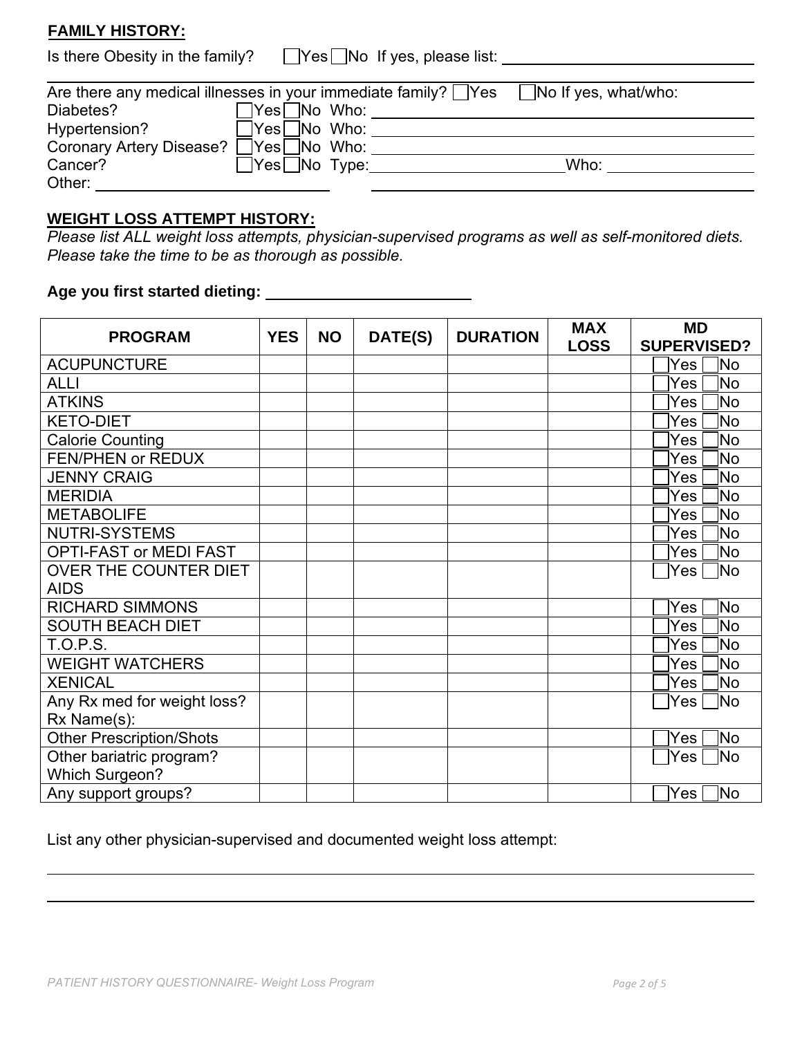## FAMILY HISTORY:

Is there Obesity in the family? ☐Yes ☐No If yes, please list: ______________________________

______________________________________________________________________________

Are there any medical illnesses in your immediate family? ☐Yes ☐No If yes, what/who:

Diabetes? ☐Yes ☐No Who: ______________________________

Hypertension? ☐Yes ☐No Who: ______________________________

Coronary Artery Disease? ☐Yes ☐No Who: ______________________________

Cancer? ☐Yes ☐No Type: ____________________ Who: ______________

Other: ____________________ ______________________________

## WEIGHT LOSS ATTEMPT HISTORY:

*Please list ALL weight loss attempts, physician-supervised programs as well as self-monitored diets. Please take the time to be as thorough as possible.*

**Age you first started dieting:** ____________________

| PROGRAM | YES | NO | DATE(S) | DURATION | MAX LOSS | MD SUPERVISED? |
|---|---|---|---|---|---|---|
| ACUPUNCTURE | | | | | | ☐Yes ☐No |
| ALLI | | | | | | ☐Yes ☐No |
| ATKINS | | | | | | ☐Yes ☐No |
| KETO-DIET | | | | | | ☐Yes ☐No |
| Calorie Counting | | | | | | ☐Yes ☐No |
| FEN/PHEN or REDUX | | | | | | ☐Yes ☐No |
| JENNY CRAIG | | | | | | ☐Yes ☐No |
| MERIDIA | | | | | | ☐Yes ☐No |
| METABOLIFE | | | | | | ☐Yes ☐No |
| NUTRI-SYSTEMS | | | | | | ☐Yes ☐No |
| OPTI-FAST or MEDI FAST | | | | | | ☐Yes ☐No |
| OVER THE COUNTER DIET AIDS | | | | | | ☐Yes ☐No |
| RICHARD SIMMONS | | | | | | ☐Yes ☐No |
| SOUTH BEACH DIET | | | | | | ☐Yes ☐No |
| T.O.P.S. | | | | | | ☐Yes ☐No |
| WEIGHT WATCHERS | | | | | | ☐Yes ☐No |
| XENICAL | | | | | | ☐Yes ☐No |
| Any Rx med for weight loss? Rx Name(s): | | | | | | ☐Yes ☐No |
| Other Prescription/Shots | | | | | | ☐Yes ☐No |
| Other bariatric program? Which Surgeon? | | | | | | ☐Yes ☐No |
| Any support groups? | | | | | | ☐Yes ☐No |

List any other physician-supervised and documented weight loss attempt:

______________________________________________________________________________

______________________________________________________________________________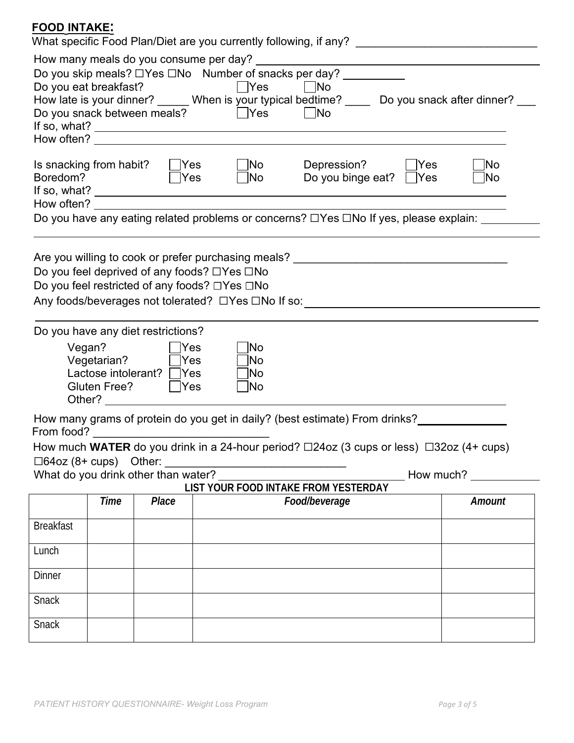## FOOD INTAKE:

What specific Food Plan/Diet are you currently following, if any? ____________________________

How many meals do you consume per day? ____________________________

Do you skip meals? ☐Yes ☐No Number of snacks per day? __________

Do you eat breakfast? ☐Yes ☐No

How late is your dinner? _____ When is your typical bedtime? ____ Do you snack after dinner? ___

Do you snack between meals? ☐Yes ☐No

If so, what? ____________________________

How often? ____________________________

Is snacking from habit? ☐Yes ☐No Depression? ☐Yes ☐No

Boredom? ☐Yes ☐No Do you binge eat? ☐Yes ☐No

If so, what? ____________________________

How often? ____________________________

Do you have any eating related problems or concerns? ☐Yes ☐No If yes, please explain: __________

____________________________

Are you willing to cook or prefer purchasing meals? ____________________________

Do you feel deprived of any foods? ☐Yes ☐No

Do you feel restricted of any foods? ☐Yes ☐No

Any foods/beverages not tolerated? ☐Yes ☐No If so: ____________________________

____________________________

Do you have any diet restrictions?

- Vegan? ☐Yes ☐No
- Vegetarian? ☐Yes ☐No
- Lactose intolerant? ☐Yes ☐No
- Gluten Free? ☐Yes ☐No
- Other? ____________________________

How many grams of protein do you get in daily? (best estimate) From drinks? ______________
From food? ____________________________

How much **WATER** do you drink in a 24-hour period? ☐24oz (3 cups or less) ☐32oz (4+ cups) ☐64oz (8+ cups) Other: ____________________________

What do you drink other than water? ____________________________ How much? ___________

**LIST YOUR FOOD INTAKE FROM YESTERDAY**

| | *Time* | *Place* | *Food/beverage* | *Amount* |
|---|---|---|---|---|
| Breakfast | | | | |
| Lunch | | | | |
| Dinner | | | | |
| Snack | | | | |
| Snack | | | | |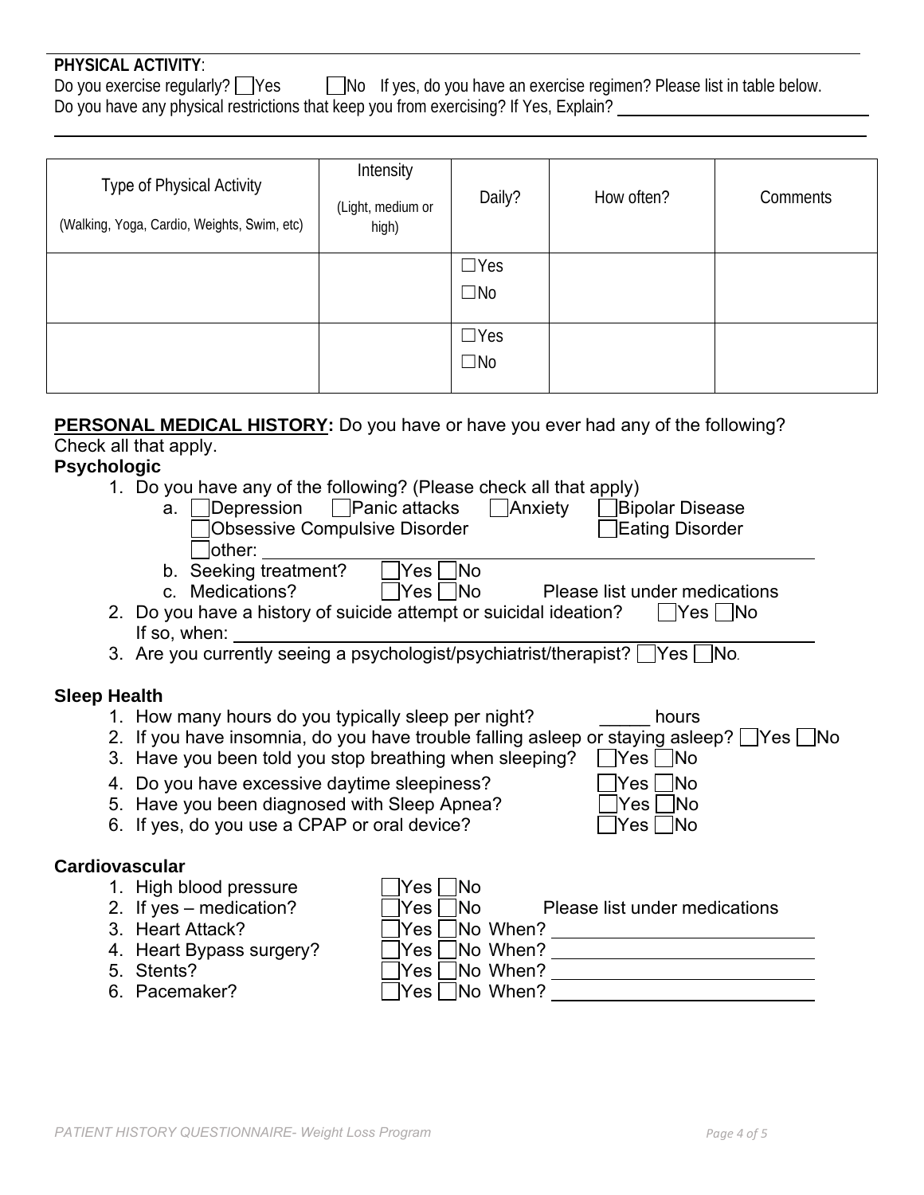**PHYSICAL ACTIVITY**:

Do you exercise regularly? ☐Yes ☐No If yes, do you have an exercise regimen? Please list in table below.

Do you have any physical restrictions that keep you from exercising? If Yes, Explain? ______________________________

______________________________________________________________________________

| Type of Physical Activity (Walking, Yoga, Cardio, Weights, Swim, etc) | Intensity (Light, medium or high) | Daily? | How often? | Comments |
|---|---|---|---|---|
| | | ☐Yes ☐No | | |
| | | ☐Yes ☐No | | |

**PERSONAL MEDICAL HISTORY:** Do you have or have you ever had any of the following? Check all that apply.

**Psychologic**

1. Do you have any of the following? (Please check all that apply)
   a. ☐Depression ☐Panic attacks ☐Anxiety ☐Bipolar Disease ☐Obsessive Compulsive Disorder ☐Eating Disorder ☐other: ______________________________
   b. Seeking treatment? ☐Yes ☐No
   c. Medications? ☐Yes ☐No Please list under medications
2. Do you have a history of suicide attempt or suicidal ideation? ☐Yes ☐No
   If so, when: ______________________________
3. Are you currently seeing a psychologist/psychiatrist/therapist? ☐Yes ☐No.

**Sleep Health**

1. How many hours do you typically sleep per night? _____ hours
2. If you have insomnia, do you have trouble falling asleep or staying asleep? ☐Yes ☐No
3. Have you been told you stop breathing when sleeping? ☐Yes ☐No
4. Do you have excessive daytime sleepiness? ☐Yes ☐No
5. Have you been diagnosed with Sleep Apnea? ☐Yes ☐No
6. If yes, do you use a CPAP or oral device? ☐Yes ☐No

**Cardiovascular**

1. High blood pressure ☐Yes ☐No
2. If yes – medication? ☐Yes ☐No Please list under medications
3. Heart Attack? ☐Yes ☐No When? ______________________________
4. Heart Bypass surgery? ☐Yes ☐No When? ______________________________
5. Stents? ☐Yes ☐No When? ______________________________
6. Pacemaker? ☐Yes ☐No When? ______________________________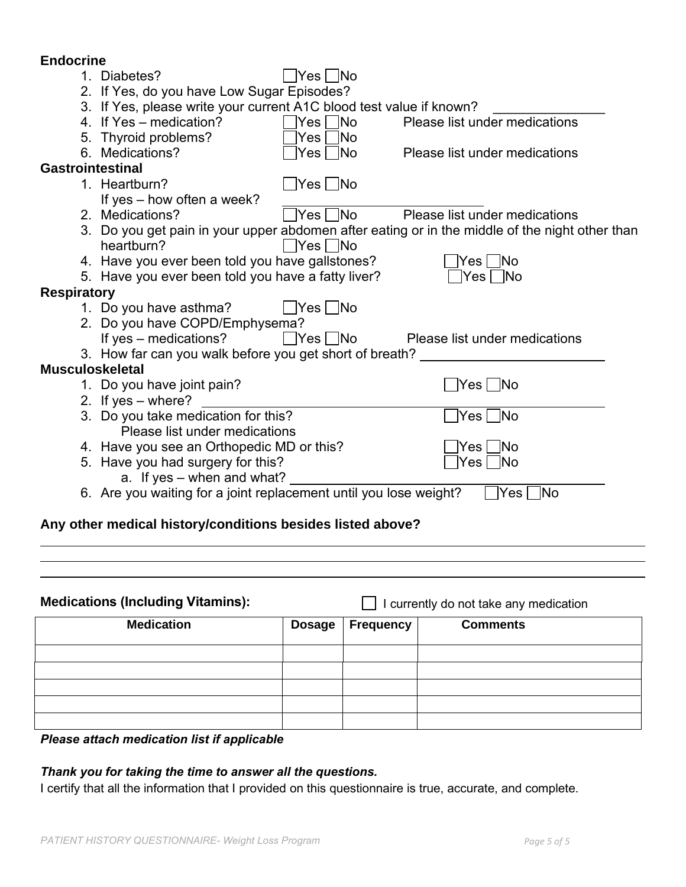**Endocrine**

1. Diabetes? ☐Yes ☐No
2. If Yes, do you have Low Sugar Episodes?
3. If Yes, please write your current A1C blood test value if known? _______________
4. If Yes – medication? ☐Yes ☐No Please list under medications
5. Thyroid problems? ☐Yes ☐No
6. Medications? ☐Yes ☐No Please list under medications

**Gastrointestinal**

1. Heartburn? ☐Yes ☐No
   If yes – how often a week? _______________
2. Medications? ☐Yes ☐No Please list under medications
3. Do you get pain in your upper abdomen after eating or in the middle of the night other than heartburn? ☐Yes ☐No
4. Have you ever been told you have gallstones? ☐Yes ☐No
5. Have you ever been told you have a fatty liver? ☐Yes ☐No

**Respiratory**

1. Do you have asthma? ☐Yes ☐No
2. Do you have COPD/Emphysema?
   If yes – medications? ☐Yes ☐No Please list under medications
3. How far can you walk before you get short of breath? _______________

**Musculoskeletal**

1. Do you have joint pain? ☐Yes ☐No
2. If yes – where? _______________
3. Do you take medication for this? ☐Yes ☐No
   Please list under medications
4. Have you see an Orthopedic MD or this? ☐Yes ☐No
5. Have you had surgery for this? ☐Yes ☐No
   a. If yes – when and what? _______________
6. Are you waiting for a joint replacement until you lose weight? ☐Yes ☐No

**Any other medical history/conditions besides listed above?**

_______________

_______________

_______________

**Medications (Including Vitamins):** ☐ I currently do not take any medication

| Medication | Dosage | Frequency | Comments |
|---|---|---|---|
| | | | |
| | | | |
| | | | |
| | | | |
| | | | |

***Please attach medication list if applicable***

***Thank you for taking the time to answer all the questions.***

I certify that all the information that I provided on this questionnaire is true, accurate, and complete.